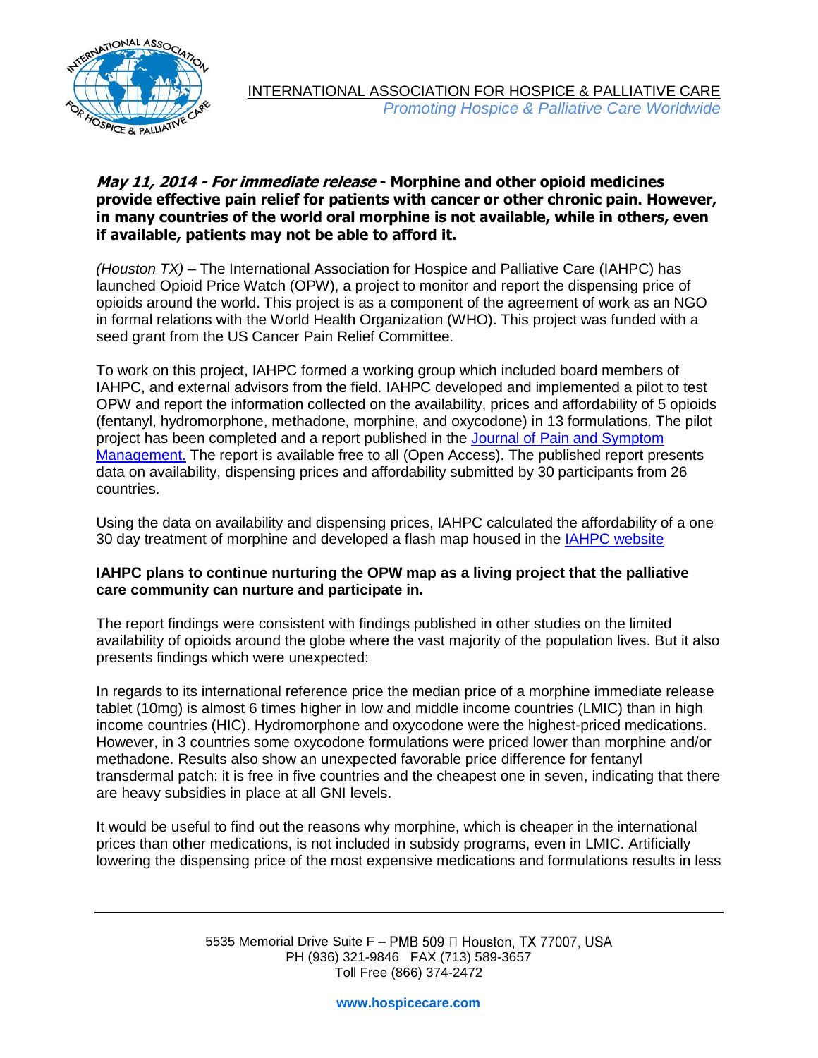INTERNATIONAL ASSOCIATION FOR HOSPICE & PALLIATIVE CARE
*Promoting Hospice & Palliative Care Worldwide*

***May 11, 2014 - For immediate release*** **- Morphine and other opioid medicines provide effective pain relief for patients with cancer or other chronic pain. However, in many countries of the world oral morphine is not available, while in others, even if available, patients may not be able to afford it.**

*(Houston TX)* – The International Association for Hospice and Palliative Care (IAHPC) has launched Opioid Price Watch (OPW), a project to monitor and report the dispensing price of opioids around the world. This project is as a component of the agreement of work as an NGO in formal relations with the World Health Organization (WHO). This project was funded with a seed grant from the US Cancer Pain Relief Committee.

To work on this project, IAHPC formed a working group which included board members of IAHPC, and external advisors from the field. IAHPC developed and implemented a pilot to test OPW and report the information collected on the availability, prices and affordability of 5 opioids (fentanyl, hydromorphone, methadone, morphine, and oxycodone) in 13 formulations. The pilot project has been completed and a report published in the Journal of Pain and Symptom Management. The report is available free to all (Open Access). The published report presents data on availability, dispensing prices and affordability submitted by 30 participants from 26 countries.

Using the data on availability and dispensing prices, IAHPC calculated the affordability of a one 30 day treatment of morphine and developed a flash map housed in the IAHPC website

**IAHPC plans to continue nurturing the OPW map as a living project that the palliative care community can nurture and participate in.**

The report findings were consistent with findings published in other studies on the limited availability of opioids around the globe where the vast majority of the population lives. But it also presents findings which were unexpected:

In regards to its international reference price the median price of a morphine immediate release tablet (10mg) is almost 6 times higher in low and middle income countries (LMIC) than in high income countries (HIC). Hydromorphone and oxycodone were the highest-priced medications. However, in 3 countries some oxycodone formulations were priced lower than morphine and/or methadone. Results also show an unexpected favorable price difference for fentanyl transdermal patch: it is free in five countries and the cheapest one in seven, indicating that there are heavy subsidies in place at all GNI levels.

It would be useful to find out the reasons why morphine, which is cheaper in the international prices than other medications, is not included in subsidy programs, even in LMIC. Artificially lowering the dispensing price of the most expensive medications and formulations results in less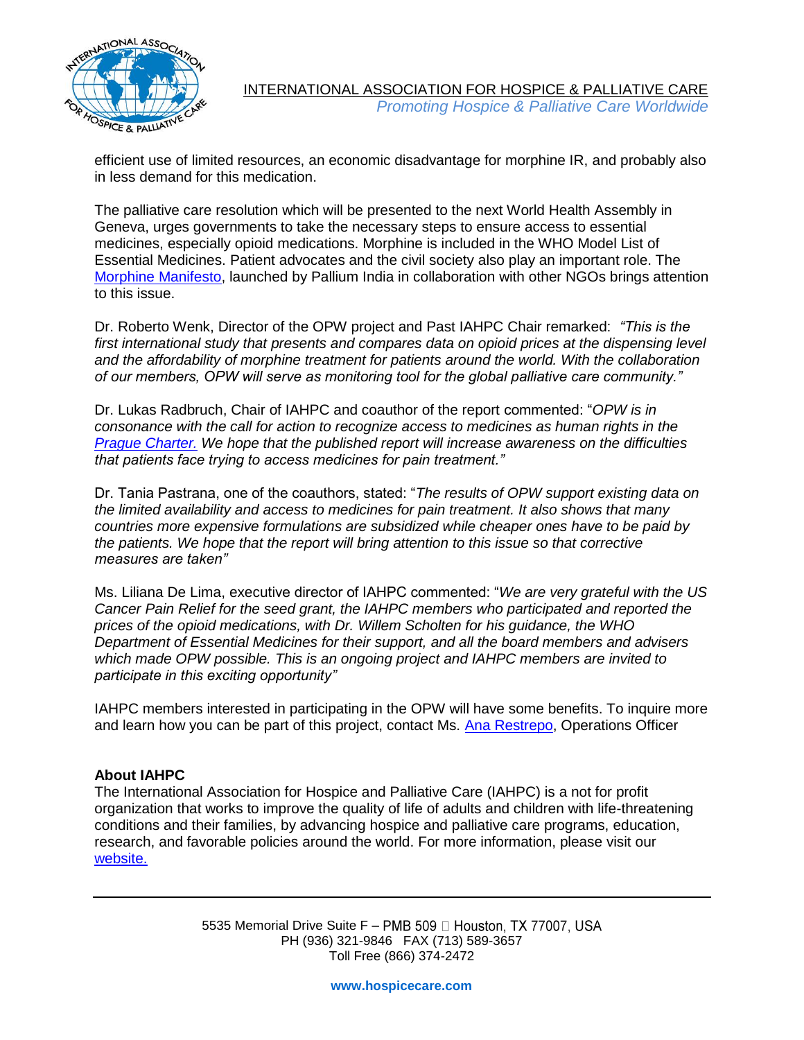efficient use of limited resources, an economic disadvantage for morphine IR, and probably also in less demand for this medication.

The palliative care resolution which will be presented to the next World Health Assembly in Geneva, urges governments to take the necessary steps to ensure access to essential medicines, especially opioid medications. Morphine is included in the WHO Model List of Essential Medicines. Patient advocates and the civil society also play an important role. The Morphine Manifesto, launched by Pallium India in collaboration with other NGOs brings attention to this issue.

Dr. Roberto Wenk, Director of the OPW project and Past IAHPC Chair remarked: *"This is the first international study that presents and compares data on opioid prices at the dispensing level and the affordability of morphine treatment for patients around the world. With the collaboration of our members, OPW will serve as monitoring tool for the global palliative care community."*

Dr. Lukas Radbruch, Chair of IAHPC and coauthor of the report commented: "*OPW is in consonance with the call for action to recognize access to medicines as human rights in the Prague Charter. We hope that the published report will increase awareness on the difficulties that patients face trying to access medicines for pain treatment."*

Dr. Tania Pastrana, one of the coauthors, stated: "*The results of OPW support existing data on the limited availability and access to medicines for pain treatment. It also shows that many countries more expensive formulations are subsidized while cheaper ones have to be paid by the patients. We hope that the report will bring attention to this issue so that corrective measures are taken"*

Ms. Liliana De Lima, executive director of IAHPC commented: "*We are very grateful with the US Cancer Pain Relief for the seed grant, the IAHPC members who participated and reported the prices of the opioid medications, with Dr. Willem Scholten for his guidance, the WHO Department of Essential Medicines for their support, and all the board members and advisers which made OPW possible. This is an ongoing project and IAHPC members are invited to participate in this exciting opportunity"*

IAHPC members interested in participating in the OPW will have some benefits. To inquire more and learn how you can be part of this project, contact Ms. Ana Restrepo, Operations Officer

**About IAHPC**

The International Association for Hospice and Palliative Care (IAHPC) is a not for profit organization that works to improve the quality of life of adults and children with life-threatening conditions and their families, by advancing hospice and palliative care programs, education, research, and favorable policies around the world. For more information, please visit our website.